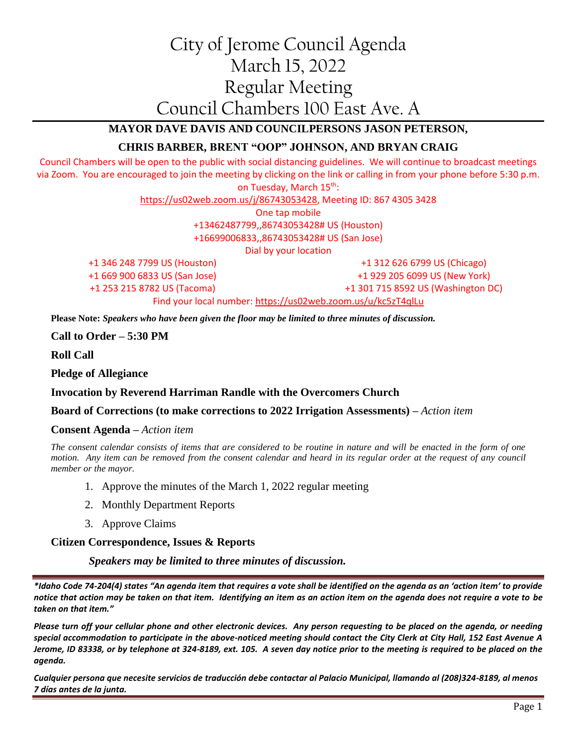# City of Jerome Council Agenda
# March 15, 2022
# Regular Meeting
# Council Chambers 100 East Ave. A

**MAYOR DAVE DAVIS AND COUNCILPERSONS JASON PETERSON,**

**CHRIS BARBER, BRENT "OOP" JOHNSON, AND BRYAN CRAIG**

Council Chambers will be open to the public with social distancing guidelines. We will continue to broadcast meetings via Zoom. You are encouraged to join the meeting by clicking on the link or calling in from your phone before 5:30 p.m. on Tuesday, March 15th:

https://us02web.zoom.us/j/86743053428, Meeting ID: 867 4305 3428

One tap mobile

+13462487799,,86743053428# US (Houston)

+16699006833,,86743053428# US (San Jose)

Dial by your location

+1 346 248 7799 US (Houston)

+1 669 900 6833 US (San Jose)

+1 253 215 8782 US (Tacoma)

+1 312 626 6799 US (Chicago)

+1 929 205 6099 US (New York)

+1 301 715 8592 US (Washington DC)

Find your local number: https://us02web.zoom.us/u/kc5zT4qlLu

**Please Note:** ***Speakers who have been given the floor may be limited to three minutes of discussion.***

**Call to Order – 5:30 PM**

**Roll Call**

**Pledge of Allegiance**

**Invocation by Reverend Harriman Randle with the Overcomers Church**

**Board of Corrections (to make corrections to 2022 Irrigation Assessments)** – *Action item*

**Consent Agenda** – *Action item*

*The consent calendar consists of items that are considered to be routine in nature and will be enacted in the form of one motion. Any item can be removed from the consent calendar and heard in its regular order at the request of any council member or the mayor.*

1. Approve the minutes of the March 1, 2022 regular meeting
2. Monthly Department Reports
3. Approve Claims

**Citizen Correspondence, Issues & Reports**

***Speakers may be limited to three minutes of discussion.***

***\*Idaho Code 74-204(4) states "An agenda item that requires a vote shall be identified on the agenda as an 'action item' to provide notice that action may be taken on that item. Identifying an item as an action item on the agenda does not require a vote to be taken on that item."***

***Please turn off your cellular phone and other electronic devices. Any person requesting to be placed on the agenda, or needing special accommodation to participate in the above-noticed meeting should contact the City Clerk at City Hall, 152 East Avenue A Jerome, ID 83338, or by telephone at 324-8189, ext. 105. A seven day notice prior to the meeting is required to be placed on the agenda.***

***Cualquier persona que necesite servicios de traducción debe contactar al Palacio Municipal, llamando al (208)324-8189, al menos 7 días antes de la junta.***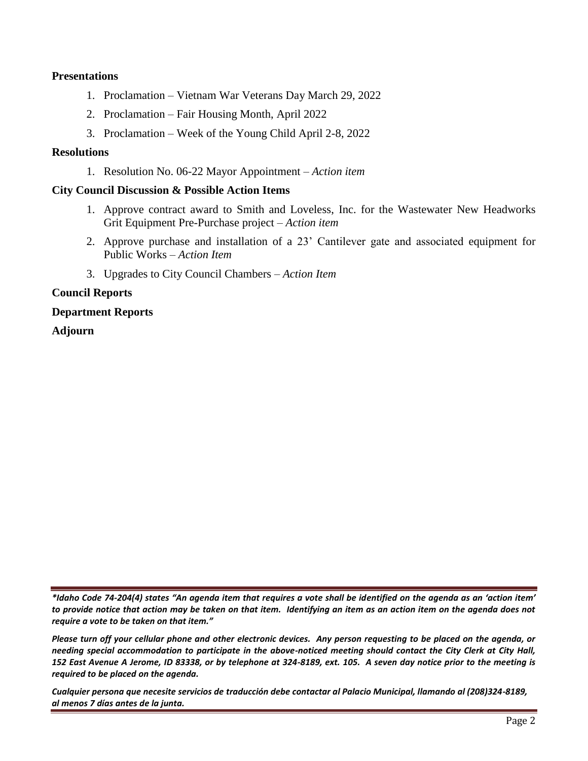**Presentations**

1. Proclamation – Vietnam War Veterans Day March 29, 2022
2. Proclamation – Fair Housing Month, April 2022
3. Proclamation – Week of the Young Child April 2-8, 2022

**Resolutions**

1. Resolution No. 06-22 Mayor Appointment – *Action item*

**City Council Discussion & Possible Action Items**

1. Approve contract award to Smith and Loveless, Inc. for the Wastewater New Headworks Grit Equipment Pre-Purchase project – *Action item*
2. Approve purchase and installation of a 23' Cantilever gate and associated equipment for Public Works – *Action Item*
3. Upgrades to City Council Chambers – *Action Item*

**Council Reports**

**Department Reports**

**Adjourn**

***Idaho Code 74-204(4) states "An agenda item that requires a vote shall be identified on the agenda as an 'action item' to provide notice that action may be taken on that item. Identifying an item as an action item on the agenda does not require a vote to be taken on that item."***

***Please turn off your cellular phone and other electronic devices. Any person requesting to be placed on the agenda, or needing special accommodation to participate in the above-noticed meeting should contact the City Clerk at City Hall, 152 East Avenue A Jerome, ID 83338, or by telephone at 324-8189, ext. 105. A seven day notice prior to the meeting is required to be placed on the agenda.***

***Cualquier persona que necesite servicios de traducción debe contactar al Palacio Municipal, llamando al (208)324-8189, al menos 7 días antes de la junta.***